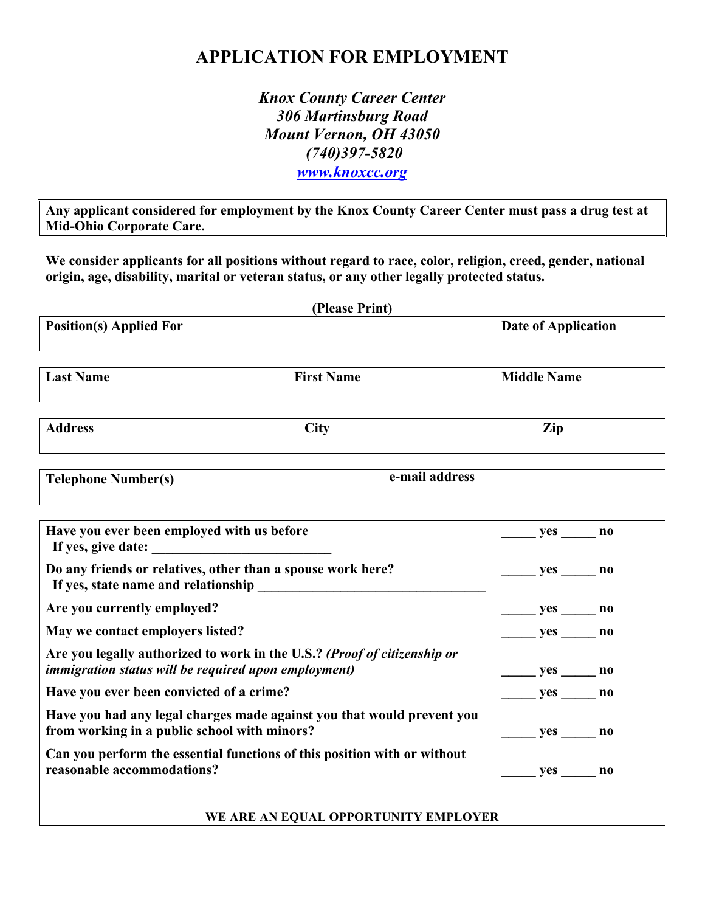# APPLICATION FOR EMPLOYMENT

*Knox County Career Center*
*306 Martinsburg Road*
*Mount Vernon, OH 43050*
*(740)397-5820*
*www.knoxcc.org*

**Any applicant considered for employment by the Knox County Career Center must pass a drug test at Mid-Ohio Corporate Care.**

**We consider applicants for all positions without regard to race, color, religion, creed, gender, national origin, age, disability, marital or veteran status, or any other legally protected status.**

**(Please Print)**

| Position(s) Applied For | | Date of Application |
|---|---|---|
| | | |

| Last Name | First Name | Middle Name |
|---|---|---|
| | | |

| Address | City | Zip |
|---|---|---|
| | | |

| Telephone Number(s) | e-mail address |
|---|---|
| | |

| | |
|---|---|
| **Have you ever been employed with us before** <br> **If yes, give date: \_\_\_\_\_\_\_\_\_\_\_\_\_\_\_\_\_\_\_\_\_\_\_\_\_\_** | **\_\_\_\_\_ yes \_\_\_\_\_ no** |
| **Do any friends or relatives, other than a spouse work here?** <br> **If yes, state name and relationship \_\_\_\_\_\_\_\_\_\_\_\_\_\_\_\_\_\_\_\_\_\_\_\_\_\_\_\_\_\_\_\_\_\_** | **\_\_\_\_\_ yes \_\_\_\_\_ no** |
| **Are you currently employed?** | **\_\_\_\_\_ yes \_\_\_\_\_ no** |
| **May we contact employers listed?** | **\_\_\_\_\_ yes \_\_\_\_\_ no** |
| **Are you legally authorized to work in the U.S.?** ***(Proof of citizenship or immigration status will be required upon employment)*** | **\_\_\_\_\_ yes \_\_\_\_\_ no** |
| **Have you ever been convicted of a crime?** | **\_\_\_\_\_ yes \_\_\_\_\_ no** |
| **Have you had any legal charges made against you that would prevent you from working in a public school with minors?** | **\_\_\_\_\_ yes \_\_\_\_\_ no** |
| **Can you perform the essential functions of this position with or without reasonable accommodations?** | **\_\_\_\_\_ yes \_\_\_\_\_ no** |

**WE ARE AN EQUAL OPPORTUNITY EMPLOYER**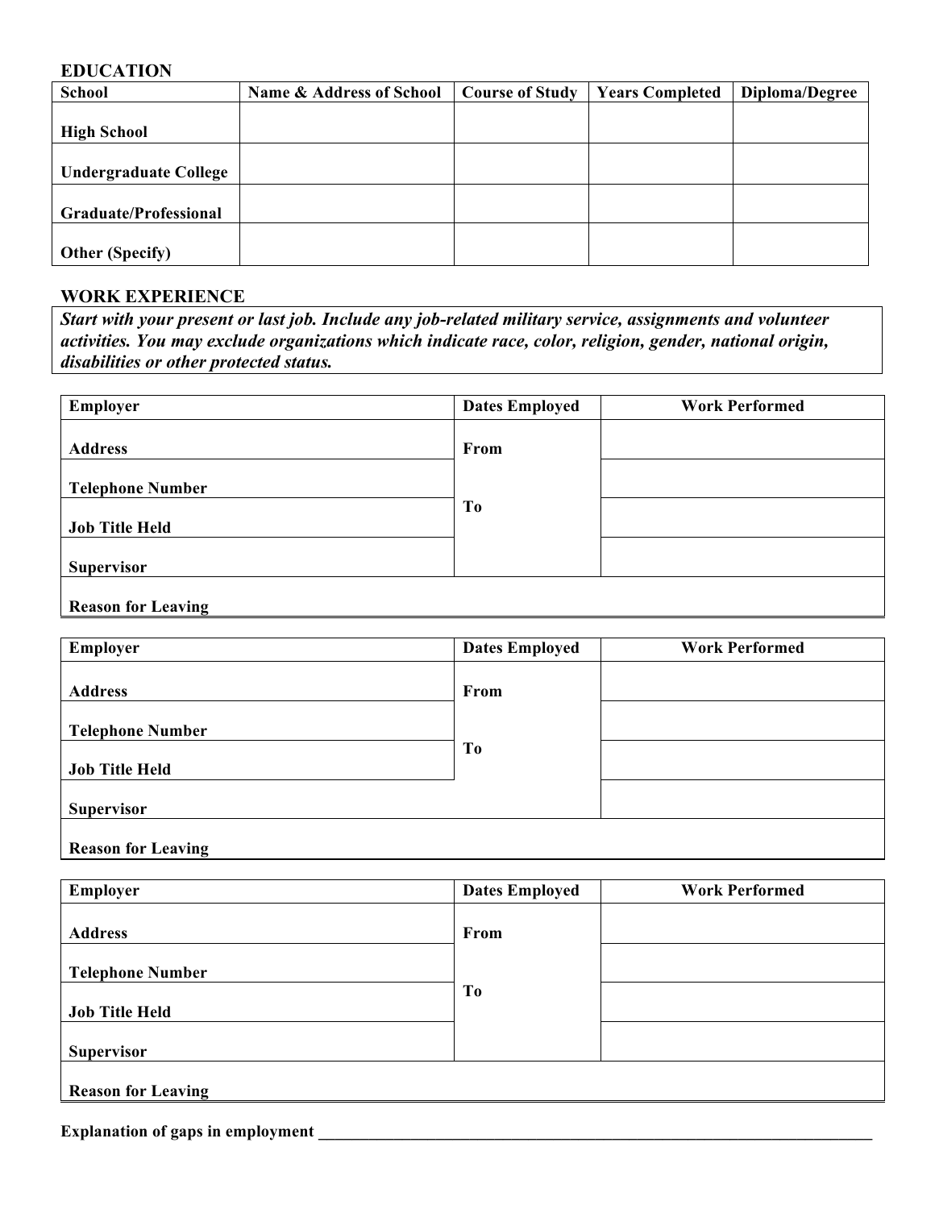## EDUCATION

| School | Name & Address of School | Course of Study | Years Completed | Diploma/Degree |
|---|---|---|---|---|
| High School | | | | |
| Undergraduate College | | | | |
| Graduate/Professional | | | | |
| Other (Specify) | | | | |

## WORK EXPERIENCE

***Start with your present or last job. Include any job-related military service, assignments and volunteer activities. You may exclude organizations which indicate race, color, religion, gender, national origin, disabilities or other protected status.***

| Employer | Dates Employed | Work Performed |
|---|---|---|
| Address | From | |
| Telephone Number | | |
| Job Title Held | To | |
| Supervisor | | |
| Reason for Leaving | | |

| Employer | Dates Employed | Work Performed |
|---|---|---|
| Address | From | |
| Telephone Number | | |
| Job Title Held | To | |
| Supervisor | | |
| Reason for Leaving | | |

| Employer | Dates Employed | Work Performed |
|---|---|---|
| Address | From | |
| Telephone Number | | |
| Job Title Held | To | |
| Supervisor | | |
| Reason for Leaving | | |

**Explanation of gaps in employment** ___________________________________________________________________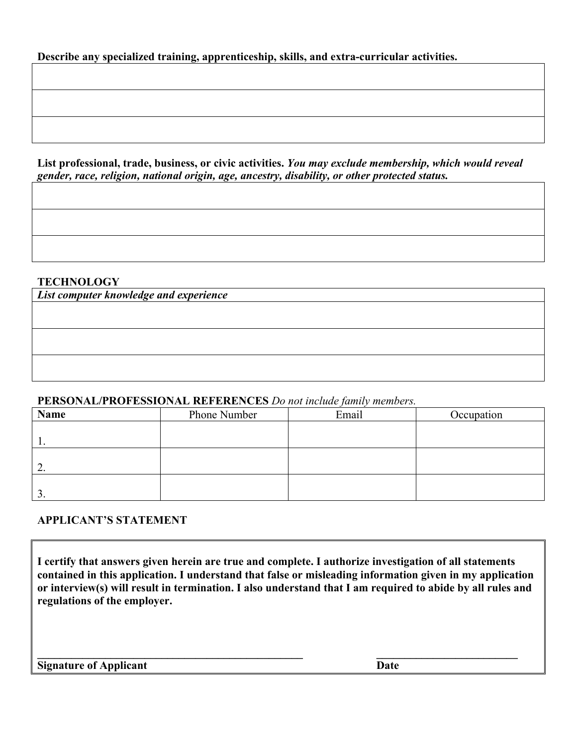**Describe any specialized training, apprenticeship, skills, and extra-curricular activities.**

| |
|---|
| |
| |
| |

**List professional, trade, business, or civic activities.** ***You may exclude membership, which would reveal gender, race, religion, national origin, age, ancestry, disability, or other protected status.***

| |
|---|
| |
| |
| |

**TECHNOLOGY**

| *List computer knowledge and experience* |
|---|
| |
| |
| |

**PERSONAL/PROFESSIONAL REFERENCES** *Do not include family members.*

| **Name** | Phone Number | Email | Occupation |
|---|---|---|---|
| 1. | | | |
| 2. | | | |
| 3. | | | |

**APPLICANT'S STATEMENT**

**I certify that answers given herein are true and complete. I authorize investigation of all statements contained in this application. I understand that false or misleading information given in my application or interview(s) will result in termination. I also understand that I am required to abide by all rules and regulations of the employer.**

\_\_\_\_\_\_\_\_\_\_\_\_\_\_\_\_\_\_\_\_\_\_\_\_\_\_\_\_\_\_\_\_\_\_\_\_\_\_\_\_\_\_\_\_\_\_\_\_ \_\_\_\_\_\_\_\_\_\_\_\_\_\_\_\_\_\_\_\_\_\_\_\_\_\_
**Signature of Applicant** **Date**